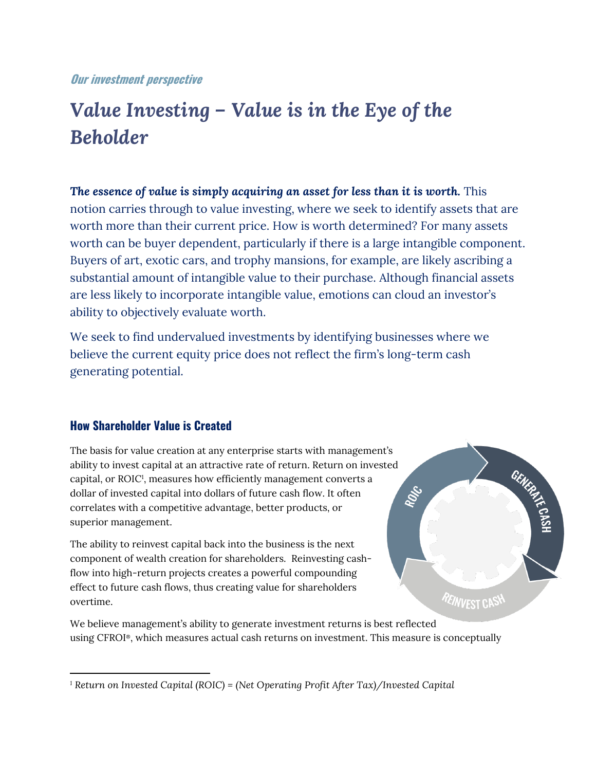*Our investment perspective*

# *Value Investing – Value is in the Eye of the Beholder*

***The essence of value is simply acquiring an asset for less than it is worth.*** This notion carries through to value investing, where we seek to identify assets that are worth more than their current price. How is worth determined? For many assets worth can be buyer dependent, particularly if there is a large intangible component. Buyers of art, exotic cars, and trophy mansions, for example, are likely ascribing a substantial amount of intangible value to their purchase. Although financial assets are less likely to incorporate intangible value, emotions can cloud an investor's ability to objectively evaluate worth.

We seek to find undervalued investments by identifying businesses where we believe the current equity price does not reflect the firm's long-term cash generating potential.

## How Shareholder Value is Created

The basis for value creation at any enterprise starts with management's ability to invest capital at an attractive rate of return. Return on invested capital, or ROIC[1], measures how efficiently management converts a dollar of invested capital into dollars of future cash flow. It often correlates with a competitive advantage, better products, or superior management.

The ability to reinvest capital back into the business is the next component of wealth creation for shareholders. Reinvesting cash-flow into high-return projects creates a powerful compounding effect to future cash flows, thus creating value for shareholders overtime.

ROIC → GENERATE CASH → REINVEST CASH

We believe management's ability to generate investment returns is best reflected using CFROI®, which measures actual cash returns on investment. This measure is conceptually

---

[1] *Return on Invested Capital (ROIC) = (Net Operating Profit After Tax)/Invested Capital*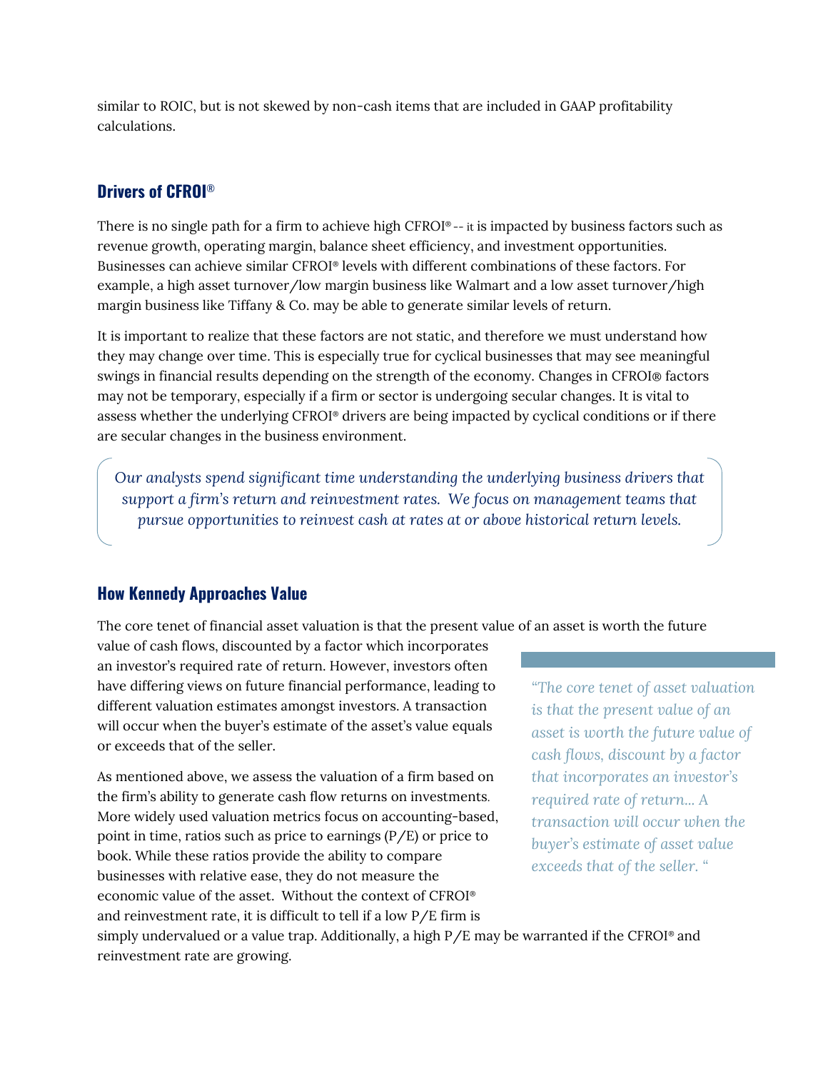similar to ROIC, but is not skewed by non-cash items that are included in GAAP profitability calculations.

## Drivers of CFROI®

There is no single path for a firm to achieve high CFROI® -- it is impacted by business factors such as revenue growth, operating margin, balance sheet efficiency, and investment opportunities. Businesses can achieve similar CFROI® levels with different combinations of these factors. For example, a high asset turnover/low margin business like Walmart and a low asset turnover/high margin business like Tiffany & Co. may be able to generate similar levels of return.

It is important to realize that these factors are not static, and therefore we must understand how they may change over time. This is especially true for cyclical businesses that may see meaningful swings in financial results depending on the strength of the economy. Changes in CFROI® factors may not be temporary, especially if a firm or sector is undergoing secular changes. It is vital to assess whether the underlying CFROI® drivers are being impacted by cyclical conditions or if there are secular changes in the business environment.

> *Our analysts spend significant time understanding the underlying business drivers that support a firm's return and reinvestment rates. We focus on management teams that pursue opportunities to reinvest cash at rates at or above historical return levels.*

## How Kennedy Approaches Value

The core tenet of financial asset valuation is that the present value of an asset is worth the future value of cash flows, discounted by a factor which incorporates an investor's required rate of return. However, investors often have differing views on future financial performance, leading to different valuation estimates amongst investors. A transaction will occur when the buyer's estimate of the asset's value equals or exceeds that of the seller.

> *"The core tenet of asset valuation is that the present value of an asset is worth the future value of cash flows, discount by a factor that incorporates an investor's required rate of return... A transaction will occur when the buyer's estimate of asset value exceeds that of the seller. "*

As mentioned above, we assess the valuation of a firm based on the firm's ability to generate cash flow returns on investments. More widely used valuation metrics focus on accounting-based, point in time, ratios such as price to earnings (P/E) or price to book. While these ratios provide the ability to compare businesses with relative ease, they do not measure the economic value of the asset. Without the context of CFROI® and reinvestment rate, it is difficult to tell if a low P/E firm is simply undervalued or a value trap. Additionally, a high P/E may be warranted if the CFROI® and reinvestment rate are growing.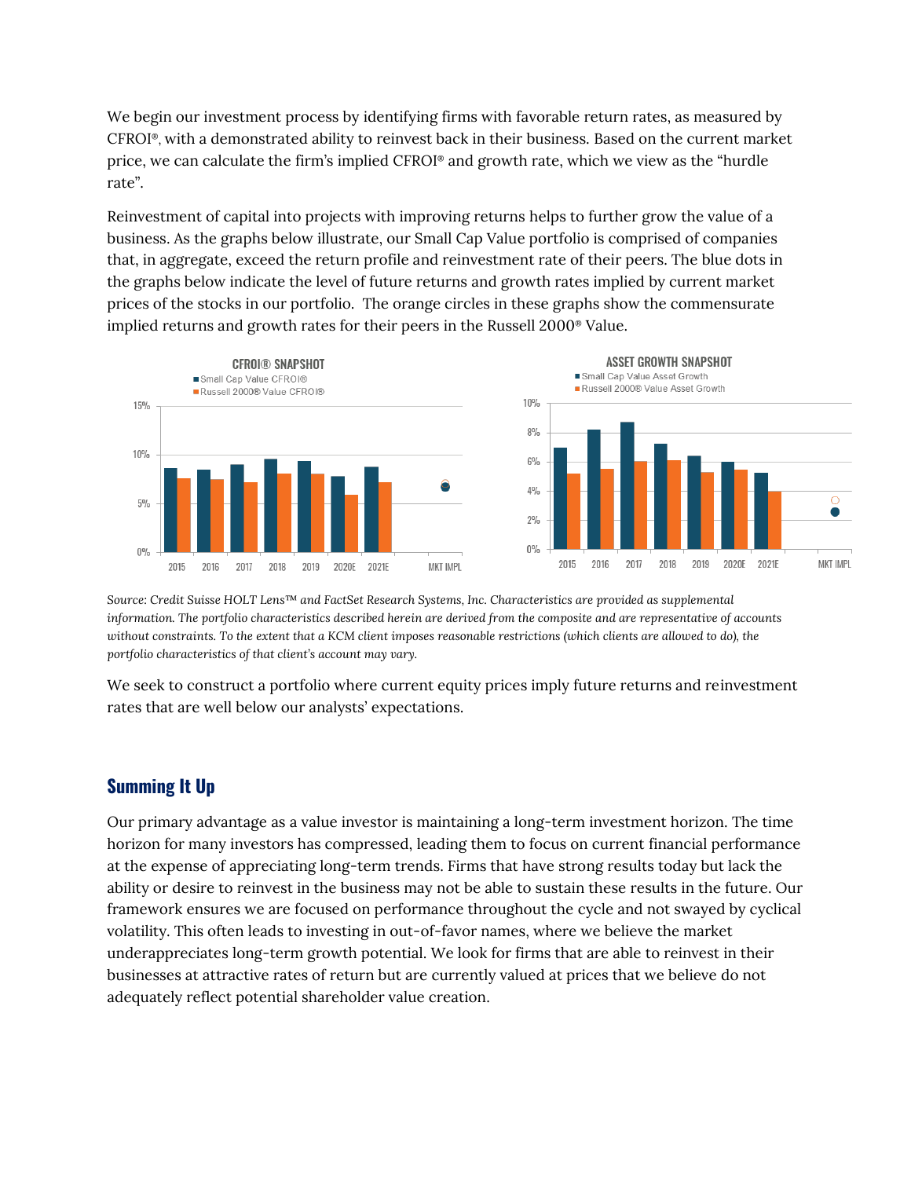We begin our investment process by identifying firms with favorable return rates, as measured by CFROI®, with a demonstrated ability to reinvest back in their business. Based on the current market price, we can calculate the firm's implied CFROI® and growth rate, which we view as the "hurdle rate".

Reinvestment of capital into projects with improving returns helps to further grow the value of a business. As the graphs below illustrate, our Small Cap Value portfolio is comprised of companies that, in aggregate, exceed the return profile and reinvestment rate of their peers. The blue dots in the graphs below indicate the level of future returns and growth rates implied by current market prices of the stocks in our portfolio. The orange circles in these graphs show the commensurate implied returns and growth rates for their peers in the Russell 2000® Value.

**CFROI® SNAPSHOT**

- Small Cap Value CFROI®
- Russell 2000® Value CFROI®

**ASSET GROWTH SNAPSHOT**

- Small Cap Value Asset Growth
- Russell 2000® Value Asset Growth

*Source: Credit Suisse HOLT Lens™ and FactSet Research Systems, Inc. Characteristics are provided as supplemental information. The portfolio characteristics described herein are derived from the composite and are representative of accounts without constraints. To the extent that a KCM client imposes reasonable restrictions (which clients are allowed to do), the portfolio characteristics of that client's account may vary.*

We seek to construct a portfolio where current equity prices imply future returns and reinvestment rates that are well below our analysts' expectations.

## Summing It Up

Our primary advantage as a value investor is maintaining a long-term investment horizon. The time horizon for many investors has compressed, leading them to focus on current financial performance at the expense of appreciating long-term trends. Firms that have strong results today but lack the ability or desire to reinvest in the business may not be able to sustain these results in the future. Our framework ensures we are focused on performance throughout the cycle and not swayed by cyclical volatility. This often leads to investing in out-of-favor names, where we believe the market underappreciates long-term growth potential. We look for firms that are able to reinvest in their businesses at attractive rates of return but are currently valued at prices that we believe do not adequately reflect potential shareholder value creation.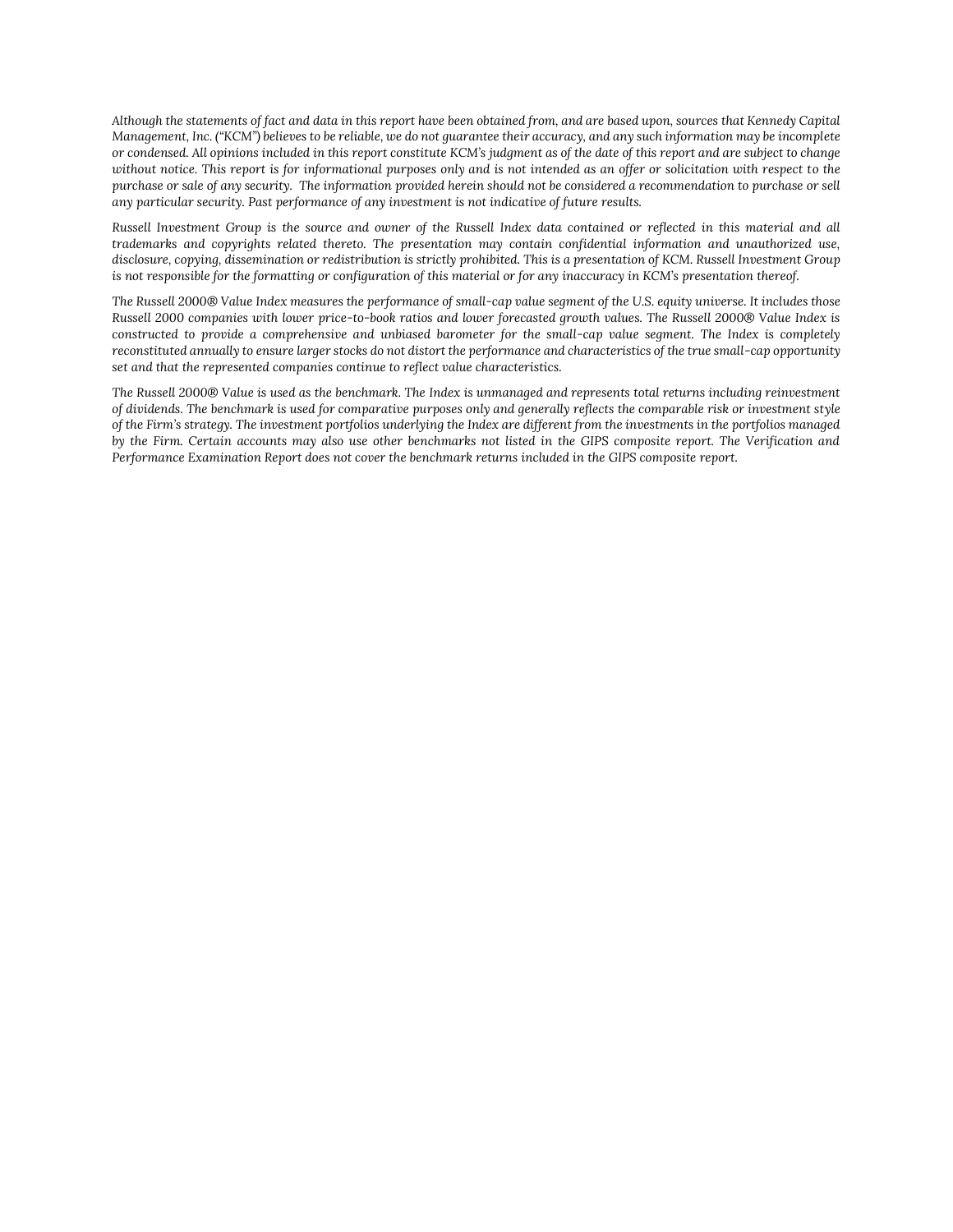*Although the statements of fact and data in this report have been obtained from, and are based upon, sources that Kennedy Capital Management, Inc. ("KCM") believes to be reliable, we do not guarantee their accuracy, and any such information may be incomplete or condensed. All opinions included in this report constitute KCM's judgment as of the date of this report and are subject to change without notice. This report is for informational purposes only and is not intended as an offer or solicitation with respect to the purchase or sale of any security. The information provided herein should not be considered a recommendation to purchase or sell any particular security. Past performance of any investment is not indicative of future results.*

*Russell Investment Group is the source and owner of the Russell Index data contained or reflected in this material and all trademarks and copyrights related thereto. The presentation may contain confidential information and unauthorized use, disclosure, copying, dissemination or redistribution is strictly prohibited. This is a presentation of KCM. Russell Investment Group is not responsible for the formatting or configuration of this material or for any inaccuracy in KCM's presentation thereof.*

*The Russell 2000® Value Index measures the performance of small-cap value segment of the U.S. equity universe. It includes those Russell 2000 companies with lower price-to-book ratios and lower forecasted growth values. The Russell 2000® Value Index is constructed to provide a comprehensive and unbiased barometer for the small-cap value segment. The Index is completely reconstituted annually to ensure larger stocks do not distort the performance and characteristics of the true small-cap opportunity set and that the represented companies continue to reflect value characteristics.*

*The Russell 2000® Value is used as the benchmark. The Index is unmanaged and represents total returns including reinvestment of dividends. The benchmark is used for comparative purposes only and generally reflects the comparable risk or investment style of the Firm's strategy. The investment portfolios underlying the Index are different from the investments in the portfolios managed by the Firm. Certain accounts may also use other benchmarks not listed in the GIPS composite report. The Verification and Performance Examination Report does not cover the benchmark returns included in the GIPS composite report.*